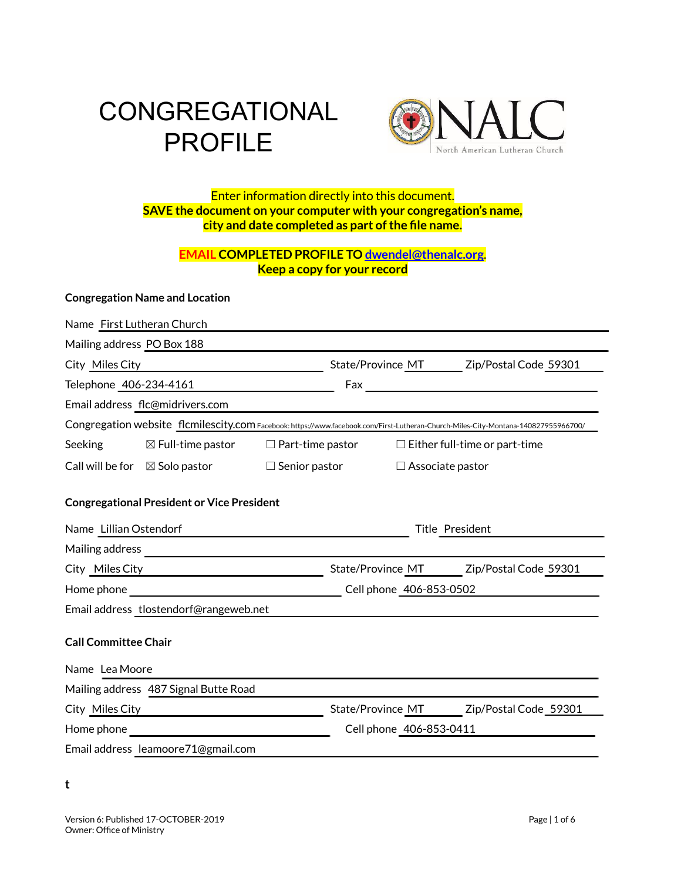# CONGREGATIONAL PROFILE

NALC North American Lutheran Church

Enter information directly into this document.
**SAVE the document on your computer with your congregation's name, city and date completed as part of the file name.**

**EMAIL COMPLETED PROFILE TO dwendel@thenalc.org.**
**Keep a copy for your record**

**Congregation Name and Location**

Name First Lutheran Church

Mailing address PO Box 188

City Miles City State/Province MT Zip/Postal Code 59301

Telephone 406-234-4161 Fax

Email address flc@midrivers.com

Congregation website flcmilescity.com Facebook: https://www.facebook.com/First-Lutheran-Church-Miles-City-Montana-140827955966700/

Seeking ☒ Full-time pastor ☐ Part-time pastor ☐ Either full-time or part-time

Call will be for ☒ Solo pastor ☐ Senior pastor ☐ Associate pastor

**Congregational President or Vice President**

Name Lillian Ostendorf Title President

Mailing address

City Miles City State/Province MT Zip/Postal Code 59301

Home phone Cell phone 406-853-0502

Email address tlostendorf@rangeweb.net

**Call Committee Chair**

Name Lea Moore

Mailing address 487 Signal Butte Road

City Miles City State/Province MT Zip/Postal Code 59301

Home phone Cell phone 406-853-0411

Email address leamoore71@gmail.com

**t**

Version 6: Published 17-OCTOBER-2019
Owner: Office of Ministry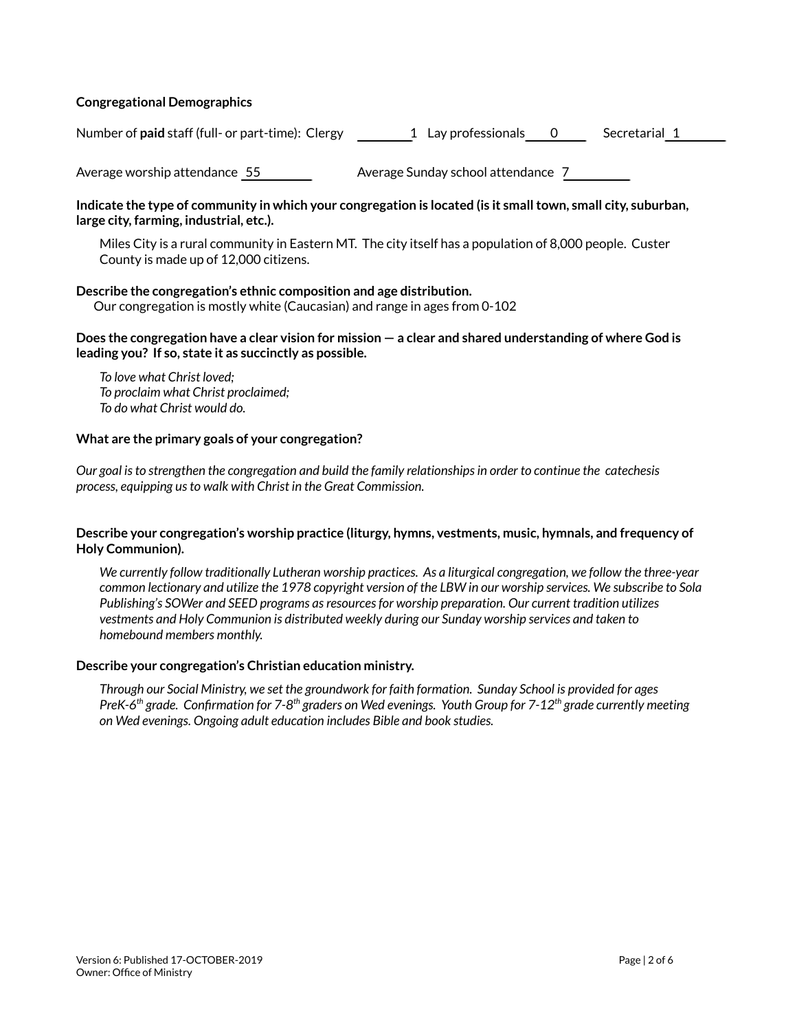**Congregational Demographics**

Number of **paid** staff (full- or part-time): Clergy 1 Lay professionals 0 Secretarial 1

Average worship attendance 55 Average Sunday school attendance 7

**Indicate the type of community in which your congregation is located (is it small town, small city, suburban, large city, farming, industrial, etc.).**

Miles City is a rural community in Eastern MT. The city itself has a population of 8,000 people. Custer County is made up of 12,000 citizens.

**Describe the congregation's ethnic composition and age distribution.**

Our congregation is mostly white (Caucasian) and range in ages from 0-102

**Does the congregation have a clear vision for mission — a clear and shared understanding of where God is leading you? If so, state it as succinctly as possible.**

*To love what Christ loved;*
*To proclaim what Christ proclaimed;*
*To do what Christ would do.*

**What are the primary goals of your congregation?**

*Our goal is to strengthen the congregation and build the family relationships in order to continue the catechesis process, equipping us to walk with Christ in the Great Commission.*

**Describe your congregation's worship practice (liturgy, hymns, vestments, music, hymnals, and frequency of Holy Communion).**

*We currently follow traditionally Lutheran worship practices. As a liturgical congregation, we follow the three-year common lectionary and utilize the 1978 copyright version of the LBW in our worship services. We subscribe to Sola Publishing's SOWer and SEED programs as resources for worship preparation. Our current tradition utilizes vestments and Holy Communion is distributed weekly during our Sunday worship services and taken to homebound members monthly.*

**Describe your congregation's Christian education ministry.**

*Through our Social Ministry, we set the groundwork for faith formation. Sunday School is provided for ages PreK-6th grade. Confirmation for 7-8th graders on Wed evenings. Youth Group for 7-12th grade currently meeting on Wed evenings. Ongoing adult education includes Bible and book studies.*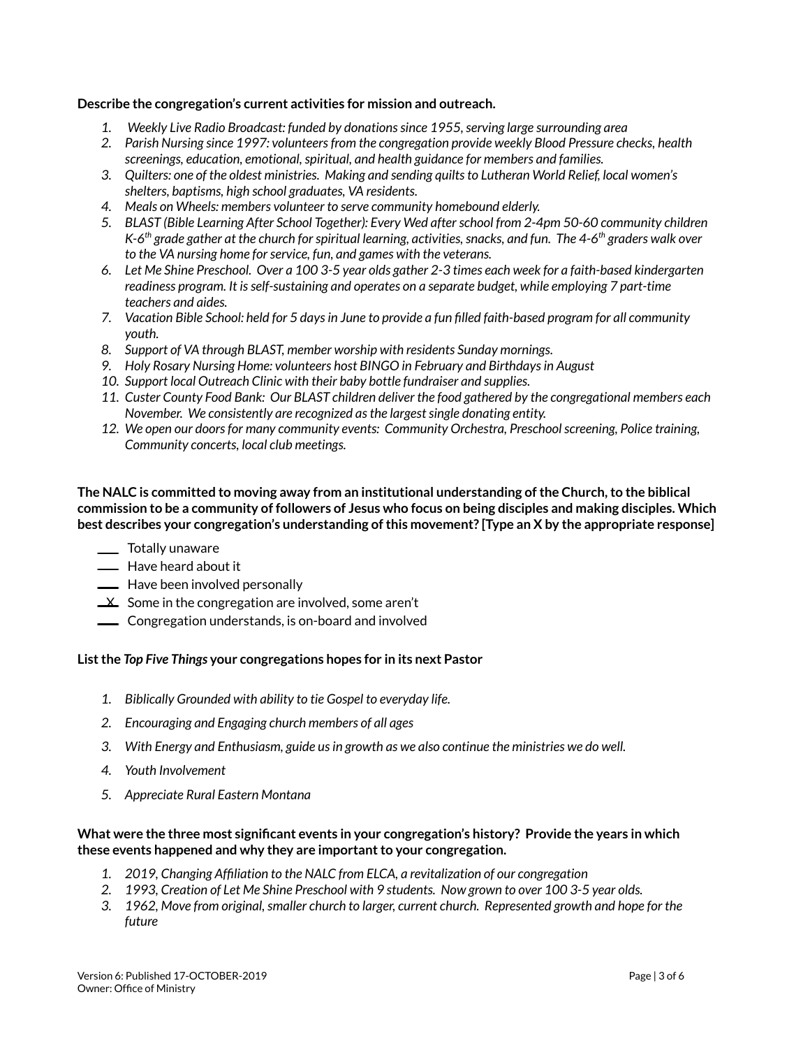**Describe the congregation's current activities for mission and outreach.**

1. *Weekly Live Radio Broadcast: funded by donations since 1955, serving large surrounding area*
2. *Parish Nursing since 1997: volunteers from the congregation provide weekly Blood Pressure checks, health screenings, education, emotional, spiritual, and health guidance for members and families.*
3. *Quilters: one of the oldest ministries. Making and sending quilts to Lutheran World Relief, local women's shelters, baptisms, high school graduates, VA residents.*
4. *Meals on Wheels: members volunteer to serve community homebound elderly.*
5. *BLAST (Bible Learning After School Together): Every Wed after school from 2-4pm 50-60 community children K-6th grade gather at the church for spiritual learning, activities, snacks, and fun. The 4-6th graders walk over to the VA nursing home for service, fun, and games with the veterans.*
6. *Let Me Shine Preschool. Over a 100 3-5 year olds gather 2-3 times each week for a faith-based kindergarten readiness program. It is self-sustaining and operates on a separate budget, while employing 7 part-time teachers and aides.*
7. *Vacation Bible School: held for 5 days in June to provide a fun filled faith-based program for all community youth.*
8. *Support of VA through BLAST, member worship with residents Sunday mornings.*
9. *Holy Rosary Nursing Home: volunteers host BINGO in February and Birthdays in August*
10. *Support local Outreach Clinic with their baby bottle fundraiser and supplies.*
11. *Custer County Food Bank: Our BLAST children deliver the food gathered by the congregational members each November. We consistently are recognized as the largest single donating entity.*
12. *We open our doors for many community events: Community Orchestra, Preschool screening, Police training, Community concerts, local club meetings.*

**The NALC is committed to moving away from an institutional understanding of the Church, to the biblical commission to be a community of followers of Jesus who focus on being disciples and making disciples. Which best describes your congregation's understanding of this movement? [Type an X by the appropriate response]**

- ___ Totally unaware
- ___ Have heard about it
- ___ Have been involved personally
- _X_ Some in the congregation are involved, some aren't
- ___ Congregation understands, is on-board and involved

**List the *Top Five Things* your congregations hopes for in its next Pastor**

1. *Biblically Grounded with ability to tie Gospel to everyday life.*
2. *Encouraging and Engaging church members of all ages*
3. *With Energy and Enthusiasm, guide us in growth as we also continue the ministries we do well.*
4. *Youth Involvement*
5. *Appreciate Rural Eastern Montana*

**What were the three most significant events in your congregation's history? Provide the years in which these events happened and why they are important to your congregation.**

1. *2019, Changing Affiliation to the NALC from ELCA, a revitalization of our congregation*
2. *1993, Creation of Let Me Shine Preschool with 9 students. Now grown to over 100 3-5 year olds.*
3. *1962, Move from original, smaller church to larger, current church. Represented growth and hope for the future*

Version 6: Published 17-OCTOBER-2019
Owner: Office of Ministry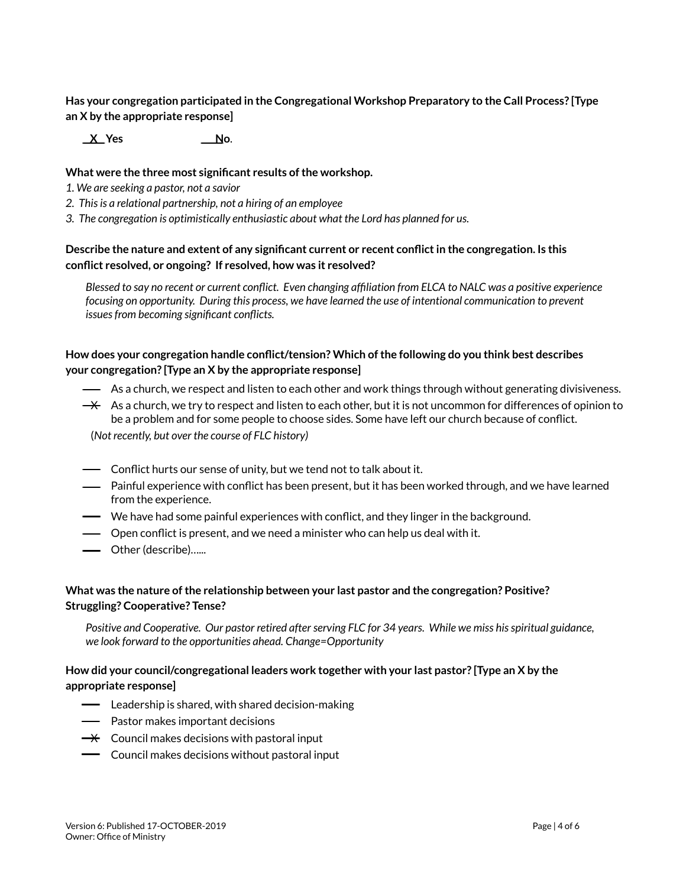**Has your congregation participated in the Congregational Workshop Preparatory to the Call Process? [Type an X by the appropriate response]**

__X__ **Yes** ____ **No**.

**What were the three most significant results of the workshop.**

*1. We are seeking a pastor, not a savior*

*2. This is a relational partnership, not a hiring of an employee*

*3. The congregation is optimistically enthusiastic about what the Lord has planned for us.*

**Describe the nature and extent of any significant current or recent conflict in the congregation. Is this conflict resolved, or ongoing? If resolved, how was it resolved?**

*Blessed to say no recent or current conflict. Even changing affiliation from ELCA to NALC was a positive experience focusing on opportunity. During this process, we have learned the use of intentional communication to prevent issues from becoming significant conflicts.*

**How does your congregation handle conflict/tension? Which of the following do you think best describes your congregation? [Type an X by the appropriate response]**

- ___ As a church, we respect and listen to each other and work things through without generating divisiveness.
- _X_ As a church, we try to respect and listen to each other, but it is not uncommon for differences of opinion to be a problem and for some people to choose sides. Some have left our church because of conflict.

(*Not recently, but over the course of FLC history)*

- ___ Conflict hurts our sense of unity, but we tend not to talk about it.
- ___ Painful experience with conflict has been present, but it has been worked through, and we have learned from the experience.
- ___ We have had some painful experiences with conflict, and they linger in the background.
- ___ Open conflict is present, and we need a minister who can help us deal with it.
- ___ Other (describe)…...

**What was the nature of the relationship between your last pastor and the congregation? Positive? Struggling? Cooperative? Tense?**

*Positive and Cooperative. Our pastor retired after serving FLC for 34 years. While we miss his spiritual guidance, we look forward to the opportunities ahead. Change=Opportunity*

**How did your council/congregational leaders work together with your last pastor? [Type an X by the appropriate response]**

- ___ Leadership is shared, with shared decision-making
- ___ Pastor makes important decisions
- _X_ Council makes decisions with pastoral input
- ___ Council makes decisions without pastoral input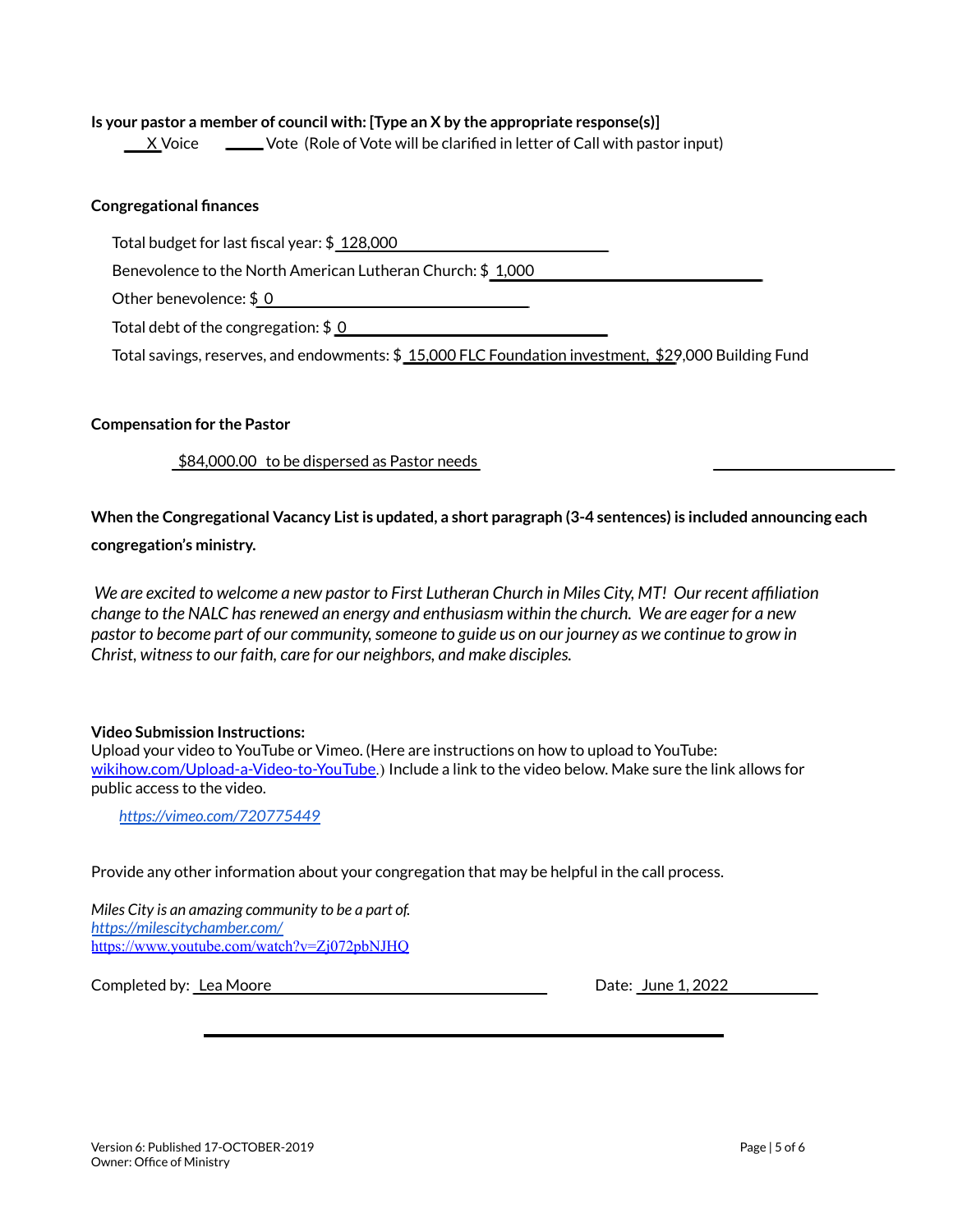**Is your pastor a member of council with: [Type an X by the appropriate response(s)]**

X Voice     ____ Vote (Role of Vote will be clarified in letter of Call with pastor input)

**Congregational finances**

Total budget for last fiscal year: $ 128,000

Benevolence to the North American Lutheran Church: $ 1,000

Other benevolence: $ 0

Total debt of the congregation: $ 0

Total savings, reserves, and endowments: $ 15,000 FLC Foundation investment, $29,000 Building Fund

**Compensation for the Pastor**

$84,000.00 to be dispersed as Pastor needs

**When the Congregational Vacancy List is updated, a short paragraph (3-4 sentences) is included announcing each congregation's ministry.**

*We are excited to welcome a new pastor to First Lutheran Church in Miles City, MT! Our recent affiliation change to the NALC has renewed an energy and enthusiasm within the church. We are eager for a new pastor to become part of our community, someone to guide us on our journey as we continue to grow in Christ, witness to our faith, care for our neighbors, and make disciples.*

**Video Submission Instructions:**
Upload your video to YouTube or Vimeo. (Here are instructions on how to upload to YouTube: wikihow.com/Upload-a-Video-to-YouTube.) Include a link to the video below. Make sure the link allows for public access to the video.

*https://vimeo.com/720775449*

Provide any other information about your congregation that may be helpful in the call process.

*Miles City is an amazing community to be a part of.*
*https://milescitychamber.com/*
https://www.youtube.com/watch?v=Zj072pbNJHQ

Completed by: Lea Moore     Date: June 1, 2022

Version 6: Published 17-OCTOBER-2019
Owner: Office of Ministry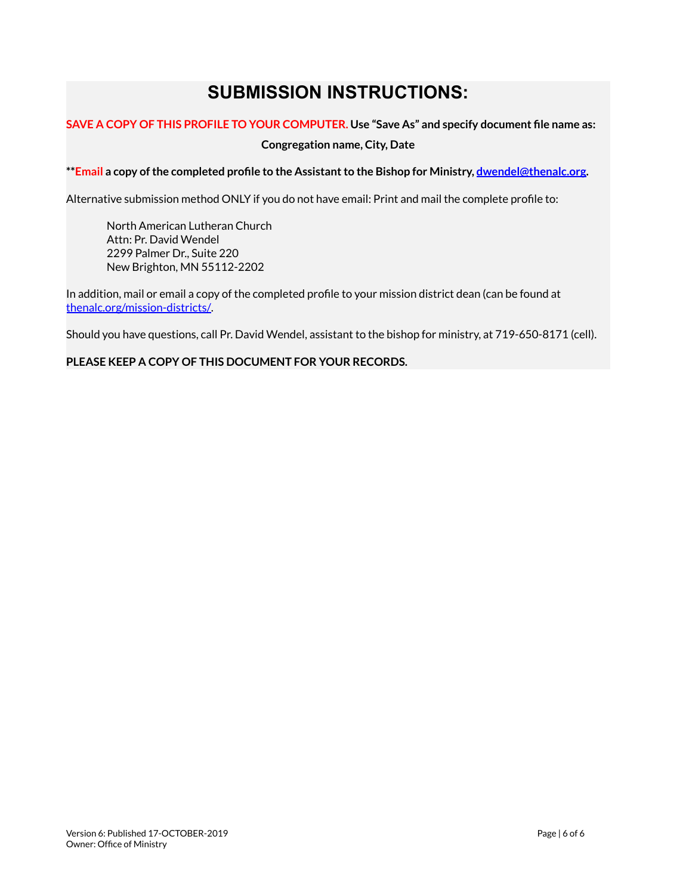# SUBMISSION INSTRUCTIONS:

**SAVE A COPY OF THIS PROFILE TO YOUR COMPUTER. Use "Save As" and specify document file name as:**

**Congregation name, City, Date**

**\*\*Email a copy of the completed profile to the Assistant to the Bishop for Ministry, dwendel@thenalc.org.**

Alternative submission method ONLY if you do not have email: Print and mail the complete profile to:

North American Lutheran Church
Attn: Pr. David Wendel
2299 Palmer Dr., Suite 220
New Brighton, MN 55112-2202

In addition, mail or email a copy of the completed profile to your mission district dean (can be found at thenalc.org/mission-districts/.

Should you have questions, call Pr. David Wendel, assistant to the bishop for ministry, at 719-650-8171 (cell).

**PLEASE KEEP A COPY OF THIS DOCUMENT FOR YOUR RECORDS.**

Version 6: Published 17-OCTOBER-2019
Owner: Office of Ministry